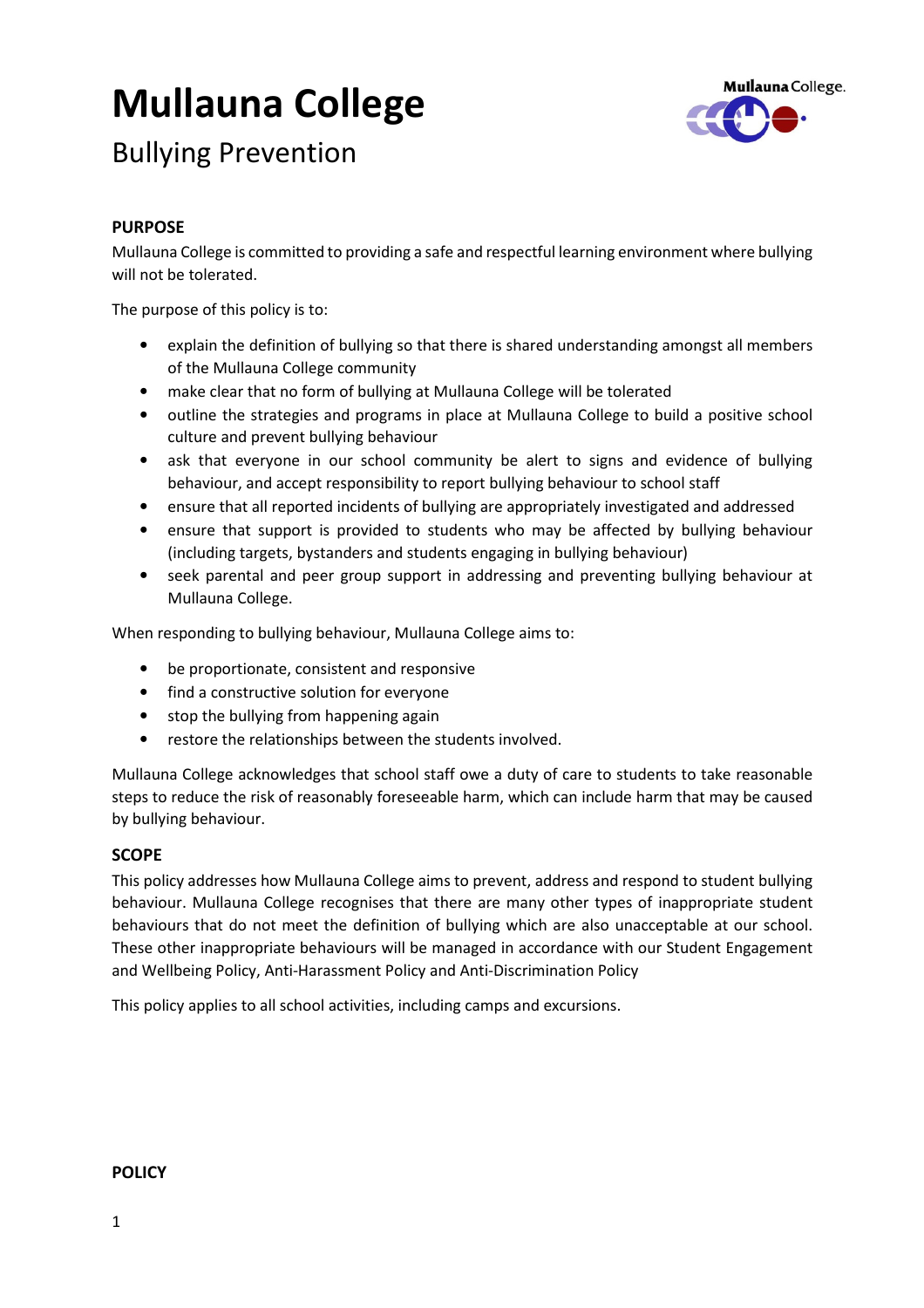# Mullauna College

## Bullying Prevention

**PURPOSE**

Mullauna College is committed to providing a safe and respectful learning environment where bullying will not be tolerated.

The purpose of this policy is to:

- explain the definition of bullying so that there is shared understanding amongst all members of the Mullauna College community
- make clear that no form of bullying at Mullauna College will be tolerated
- outline the strategies and programs in place at Mullauna College to build a positive school culture and prevent bullying behaviour
- ask that everyone in our school community be alert to signs and evidence of bullying behaviour, and accept responsibility to report bullying behaviour to school staff
- ensure that all reported incidents of bullying are appropriately investigated and addressed
- ensure that support is provided to students who may be affected by bullying behaviour (including targets, bystanders and students engaging in bullying behaviour)
- seek parental and peer group support in addressing and preventing bullying behaviour at Mullauna College.

When responding to bullying behaviour, Mullauna College aims to:

- be proportionate, consistent and responsive
- find a constructive solution for everyone
- stop the bullying from happening again
- restore the relationships between the students involved.

Mullauna College acknowledges that school staff owe a duty of care to students to take reasonable steps to reduce the risk of reasonably foreseeable harm, which can include harm that may be caused by bullying behaviour.

**SCOPE**

This policy addresses how Mullauna College aims to prevent, address and respond to student bullying behaviour. Mullauna College recognises that there are many other types of inappropriate student behaviours that do not meet the definition of bullying which are also unacceptable at our school. These other inappropriate behaviours will be managed in accordance with our Student Engagement and Wellbeing Policy, Anti-Harassment Policy and Anti-Discrimination Policy

This policy applies to all school activities, including camps and excursions.

**POLICY**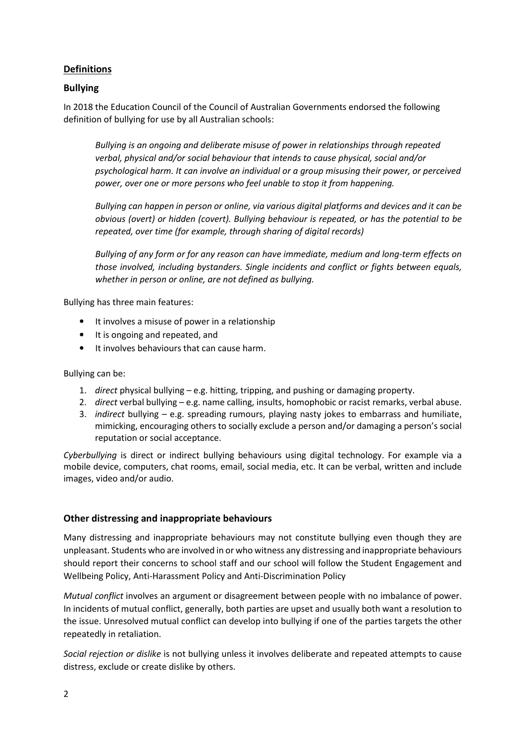## **Definitions**

### Bullying

In 2018 the Education Council of the Council of Australian Governments endorsed the following definition of bullying for use by all Australian schools:

> *Bullying is an ongoing and deliberate misuse of power in relationships through repeated verbal, physical and/or social behaviour that intends to cause physical, social and/or psychological harm. It can involve an individual or a group misusing their power, or perceived power, over one or more persons who feel unable to stop it from happening.*
>
> *Bullying can happen in person or online, via various digital platforms and devices and it can be obvious (overt) or hidden (covert). Bullying behaviour is repeated, or has the potential to be repeated, over time (for example, through sharing of digital records)*
>
> *Bullying of any form or for any reason can have immediate, medium and long-term effects on those involved, including bystanders. Single incidents and conflict or fights between equals, whether in person or online, are not defined as bullying.*

Bullying has three main features:

- It involves a misuse of power in a relationship
- It is ongoing and repeated, and
- It involves behaviours that can cause harm.

Bullying can be:

1. *direct* physical bullying – e.g. hitting, tripping, and pushing or damaging property.
2. *direct* verbal bullying – e.g. name calling, insults, homophobic or racist remarks, verbal abuse.
3. *indirect* bullying – e.g. spreading rumours, playing nasty jokes to embarrass and humiliate, mimicking, encouraging others to socially exclude a person and/or damaging a person's social reputation or social acceptance.

*Cyberbullying* is direct or indirect bullying behaviours using digital technology. For example via a mobile device, computers, chat rooms, email, social media, etc. It can be verbal, written and include images, video and/or audio.

### Other distressing and inappropriate behaviours

Many distressing and inappropriate behaviours may not constitute bullying even though they are unpleasant. Students who are involved in or who witness any distressing and inappropriate behaviours should report their concerns to school staff and our school will follow the Student Engagement and Wellbeing Policy, Anti-Harassment Policy and Anti-Discrimination Policy

*Mutual conflict* involves an argument or disagreement between people with no imbalance of power. In incidents of mutual conflict, generally, both parties are upset and usually both want a resolution to the issue. Unresolved mutual conflict can develop into bullying if one of the parties targets the other repeatedly in retaliation.

*Social rejection or dislike* is not bullying unless it involves deliberate and repeated attempts to cause distress, exclude or create dislike by others.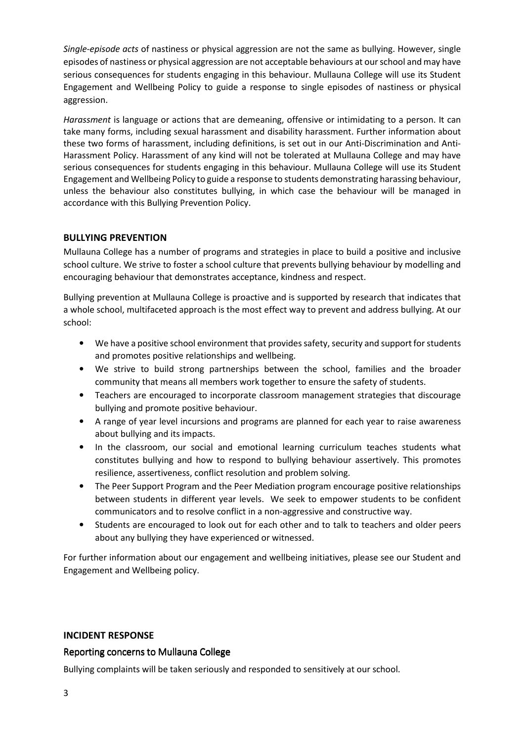*Single-episode acts* of nastiness or physical aggression are not the same as bullying. However, single episodes of nastiness or physical aggression are not acceptable behaviours at our school and may have serious consequences for students engaging in this behaviour. Mullauna College will use its Student Engagement and Wellbeing Policy to guide a response to single episodes of nastiness or physical aggression.

*Harassment* is language or actions that are demeaning, offensive or intimidating to a person. It can take many forms, including sexual harassment and disability harassment. Further information about these two forms of harassment, including definitions, is set out in our Anti-Discrimination and Anti-Harassment Policy. Harassment of any kind will not be tolerated at Mullauna College and may have serious consequences for students engaging in this behaviour. Mullauna College will use its Student Engagement and Wellbeing Policy to guide a response to students demonstrating harassing behaviour, unless the behaviour also constitutes bullying, in which case the behaviour will be managed in accordance with this Bullying Prevention Policy.

## BULLYING PREVENTION

Mullauna College has a number of programs and strategies in place to build a positive and inclusive school culture. We strive to foster a school culture that prevents bullying behaviour by modelling and encouraging behaviour that demonstrates acceptance, kindness and respect.

Bullying prevention at Mullauna College is proactive and is supported by research that indicates that a whole school, multifaceted approach is the most effect way to prevent and address bullying. At our school:

- We have a positive school environment that provides safety, security and support for students and promotes positive relationships and wellbeing.
- We strive to build strong partnerships between the school, families and the broader community that means all members work together to ensure the safety of students.
- Teachers are encouraged to incorporate classroom management strategies that discourage bullying and promote positive behaviour.
- A range of year level incursions and programs are planned for each year to raise awareness about bullying and its impacts.
- In the classroom, our social and emotional learning curriculum teaches students what constitutes bullying and how to respond to bullying behaviour assertively. This promotes resilience, assertiveness, conflict resolution and problem solving.
- The Peer Support Program and the Peer Mediation program encourage positive relationships between students in different year levels. We seek to empower students to be confident communicators and to resolve conflict in a non-aggressive and constructive way.
- Students are encouraged to look out for each other and to talk to teachers and older peers about any bullying they have experienced or witnessed.

For further information about our engagement and wellbeing initiatives, please see our Student and Engagement and Wellbeing policy.

## INCIDENT RESPONSE

### Reporting concerns to Mullauna College

Bullying complaints will be taken seriously and responded to sensitively at our school.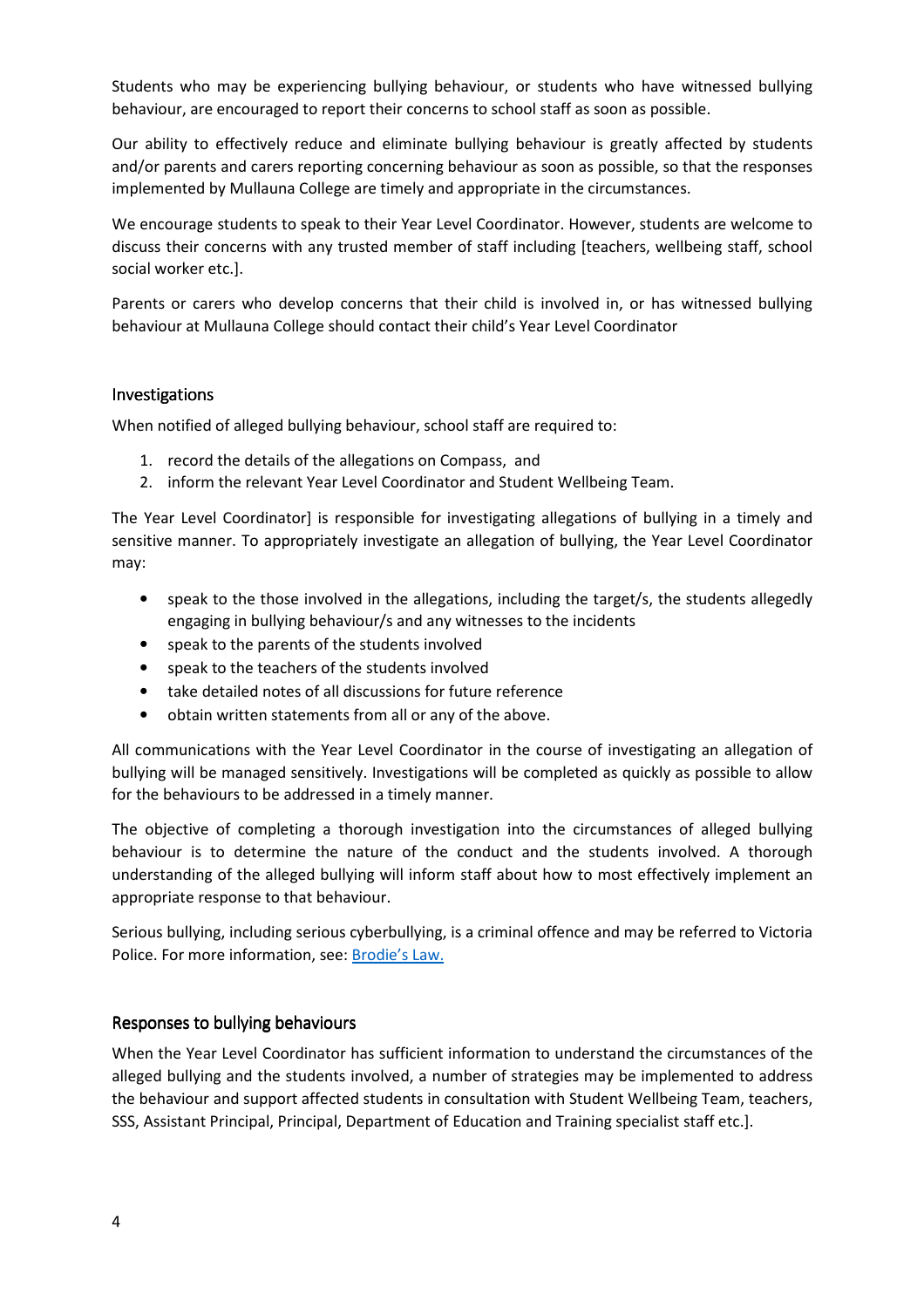Students who may be experiencing bullying behaviour, or students who have witnessed bullying behaviour, are encouraged to report their concerns to school staff as soon as possible.

Our ability to effectively reduce and eliminate bullying behaviour is greatly affected by students and/or parents and carers reporting concerning behaviour as soon as possible, so that the responses implemented by Mullauna College are timely and appropriate in the circumstances.

We encourage students to speak to their Year Level Coordinator. However, students are welcome to discuss their concerns with any trusted member of staff including [teachers, wellbeing staff, school social worker etc.].

Parents or carers who develop concerns that their child is involved in, or has witnessed bullying behaviour at Mullauna College should contact their child's Year Level Coordinator

## Investigations

When notified of alleged bullying behaviour, school staff are required to:

1. record the details of the allegations on Compass, and
2. inform the relevant Year Level Coordinator and Student Wellbeing Team.

The Year Level Coordinator] is responsible for investigating allegations of bullying in a timely and sensitive manner. To appropriately investigate an allegation of bullying, the Year Level Coordinator may:

- speak to the those involved in the allegations, including the target/s, the students allegedly engaging in bullying behaviour/s and any witnesses to the incidents
- speak to the parents of the students involved
- speak to the teachers of the students involved
- take detailed notes of all discussions for future reference
- obtain written statements from all or any of the above.

All communications with the Year Level Coordinator in the course of investigating an allegation of bullying will be managed sensitively. Investigations will be completed as quickly as possible to allow for the behaviours to be addressed in a timely manner.

The objective of completing a thorough investigation into the circumstances of alleged bullying behaviour is to determine the nature of the conduct and the students involved. A thorough understanding of the alleged bullying will inform staff about how to most effectively implement an appropriate response to that behaviour.

Serious bullying, including serious cyberbullying, is a criminal offence and may be referred to Victoria Police. For more information, see: Brodie's Law.

## Responses to bullying behaviours

When the Year Level Coordinator has sufficient information to understand the circumstances of the alleged bullying and the students involved, a number of strategies may be implemented to address the behaviour and support affected students in consultation with Student Wellbeing Team, teachers, SSS, Assistant Principal, Principal, Department of Education and Training specialist staff etc.].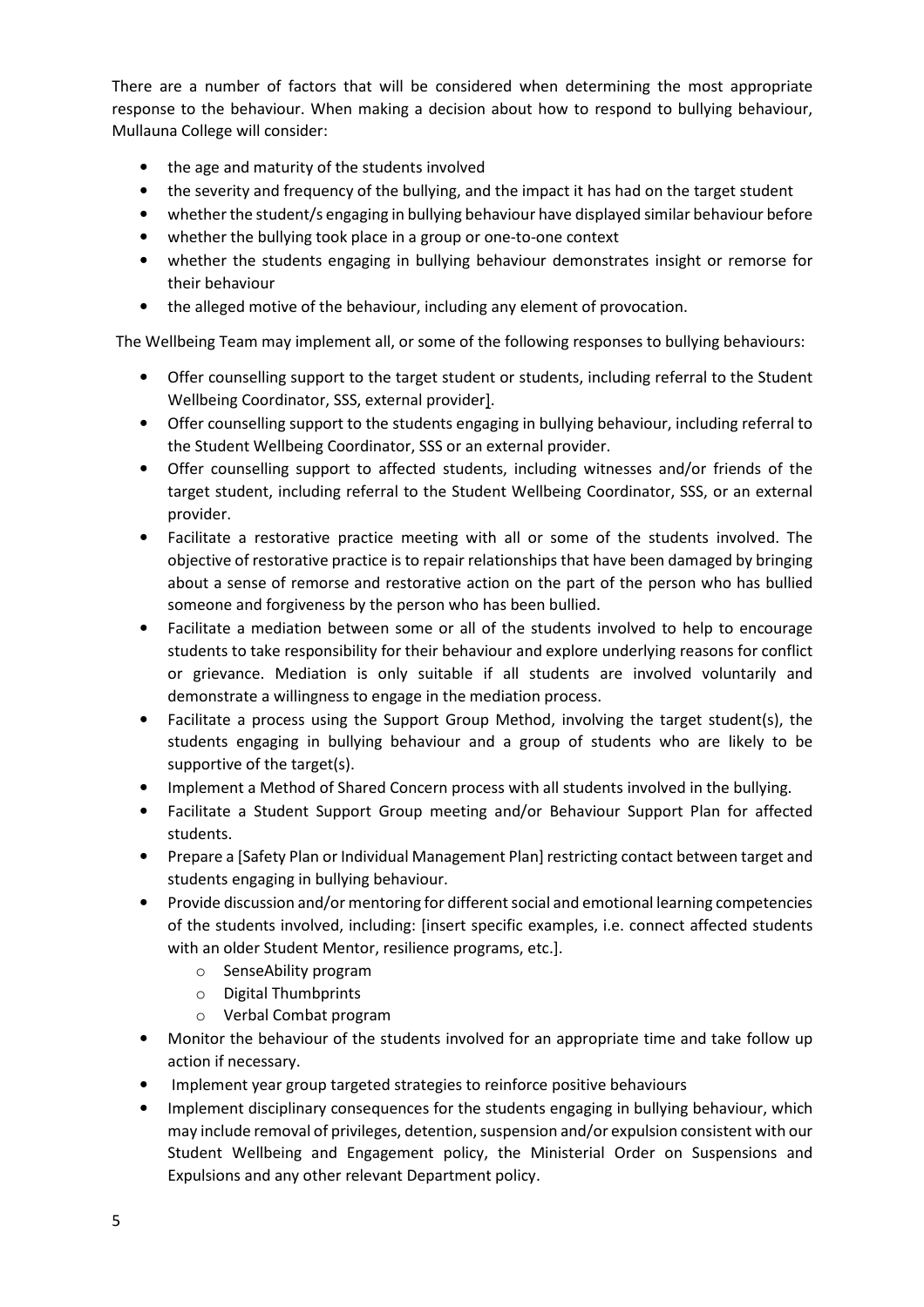There are a number of factors that will be considered when determining the most appropriate response to the behaviour. When making a decision about how to respond to bullying behaviour, Mullauna College will consider:

- the age and maturity of the students involved
- the severity and frequency of the bullying, and the impact it has had on the target student
- whether the student/s engaging in bullying behaviour have displayed similar behaviour before
- whether the bullying took place in a group or one-to-one context
- whether the students engaging in bullying behaviour demonstrates insight or remorse for their behaviour
- the alleged motive of the behaviour, including any element of provocation.

The Wellbeing Team may implement all, or some of the following responses to bullying behaviours:

- Offer counselling support to the target student or students, including referral to the Student Wellbeing Coordinator, SSS, external provider].
- Offer counselling support to the students engaging in bullying behaviour, including referral to the Student Wellbeing Coordinator, SSS or an external provider.
- Offer counselling support to affected students, including witnesses and/or friends of the target student, including referral to the Student Wellbeing Coordinator, SSS, or an external provider.
- Facilitate a restorative practice meeting with all or some of the students involved. The objective of restorative practice is to repair relationships that have been damaged by bringing about a sense of remorse and restorative action on the part of the person who has bullied someone and forgiveness by the person who has been bullied.
- Facilitate a mediation between some or all of the students involved to help to encourage students to take responsibility for their behaviour and explore underlying reasons for conflict or grievance. Mediation is only suitable if all students are involved voluntarily and demonstrate a willingness to engage in the mediation process.
- Facilitate a process using the Support Group Method, involving the target student(s), the students engaging in bullying behaviour and a group of students who are likely to be supportive of the target(s).
- Implement a Method of Shared Concern process with all students involved in the bullying.
- Facilitate a Student Support Group meeting and/or Behaviour Support Plan for affected students.
- Prepare a [Safety Plan or Individual Management Plan] restricting contact between target and students engaging in bullying behaviour.
- Provide discussion and/or mentoring for different social and emotional learning competencies of the students involved, including: [insert specific examples, i.e. connect affected students with an older Student Mentor, resilience programs, etc.].
  - SenseAbility program
  - Digital Thumbprints
  - Verbal Combat program
- Monitor the behaviour of the students involved for an appropriate time and take follow up action if necessary.
- Implement year group targeted strategies to reinforce positive behaviours
- Implement disciplinary consequences for the students engaging in bullying behaviour, which may include removal of privileges, detention, suspension and/or expulsion consistent with our Student Wellbeing and Engagement policy, the Ministerial Order on Suspensions and Expulsions and any other relevant Department policy.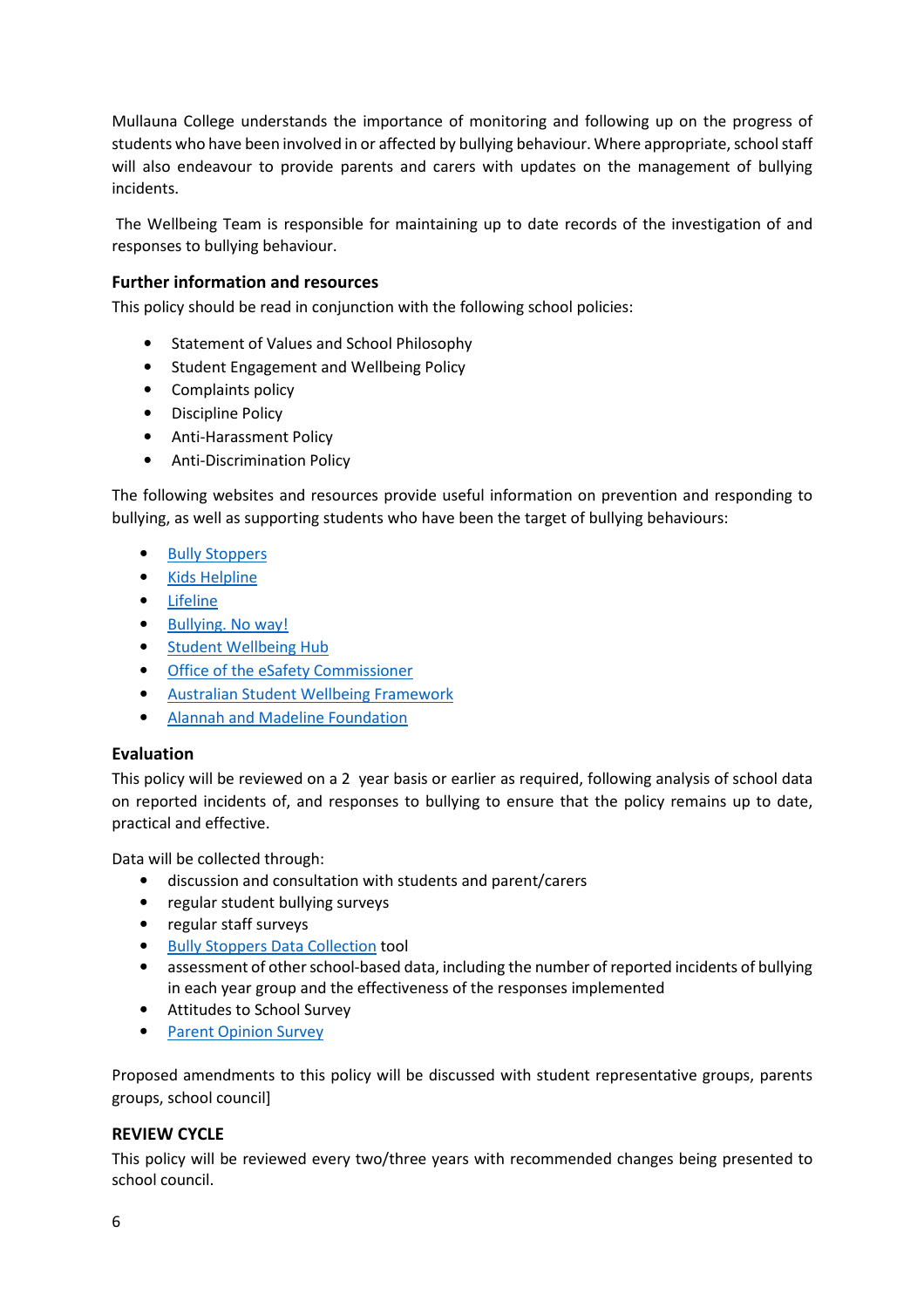Mullauna College understands the importance of monitoring and following up on the progress of students who have been involved in or affected by bullying behaviour. Where appropriate, school staff will also endeavour to provide parents and carers with updates on the management of bullying incidents.

The Wellbeing Team is responsible for maintaining up to date records of the investigation of and responses to bullying behaviour.

### Further information and resources

This policy should be read in conjunction with the following school policies:

- Statement of Values and School Philosophy
- Student Engagement and Wellbeing Policy
- Complaints policy
- Discipline Policy
- Anti-Harassment Policy
- Anti-Discrimination Policy

The following websites and resources provide useful information on prevention and responding to bullying, as well as supporting students who have been the target of bullying behaviours:

- Bully Stoppers
- Kids Helpline
- Lifeline
- Bullying. No way!
- Student Wellbeing Hub
- Office of the eSafety Commissioner
- Australian Student Wellbeing Framework
- Alannah and Madeline Foundation

### Evaluation

This policy will be reviewed on a 2 year basis or earlier as required, following analysis of school data on reported incidents of, and responses to bullying to ensure that the policy remains up to date, practical and effective.

Data will be collected through:

- discussion and consultation with students and parent/carers
- regular student bullying surveys
- regular staff surveys
- Bully Stoppers Data Collection tool
- assessment of other school-based data, including the number of reported incidents of bullying in each year group and the effectiveness of the responses implemented
- Attitudes to School Survey
- Parent Opinion Survey

Proposed amendments to this policy will be discussed with student representative groups, parents groups, school council]

### REVIEW CYCLE

This policy will be reviewed every two/three years with recommended changes being presented to school council.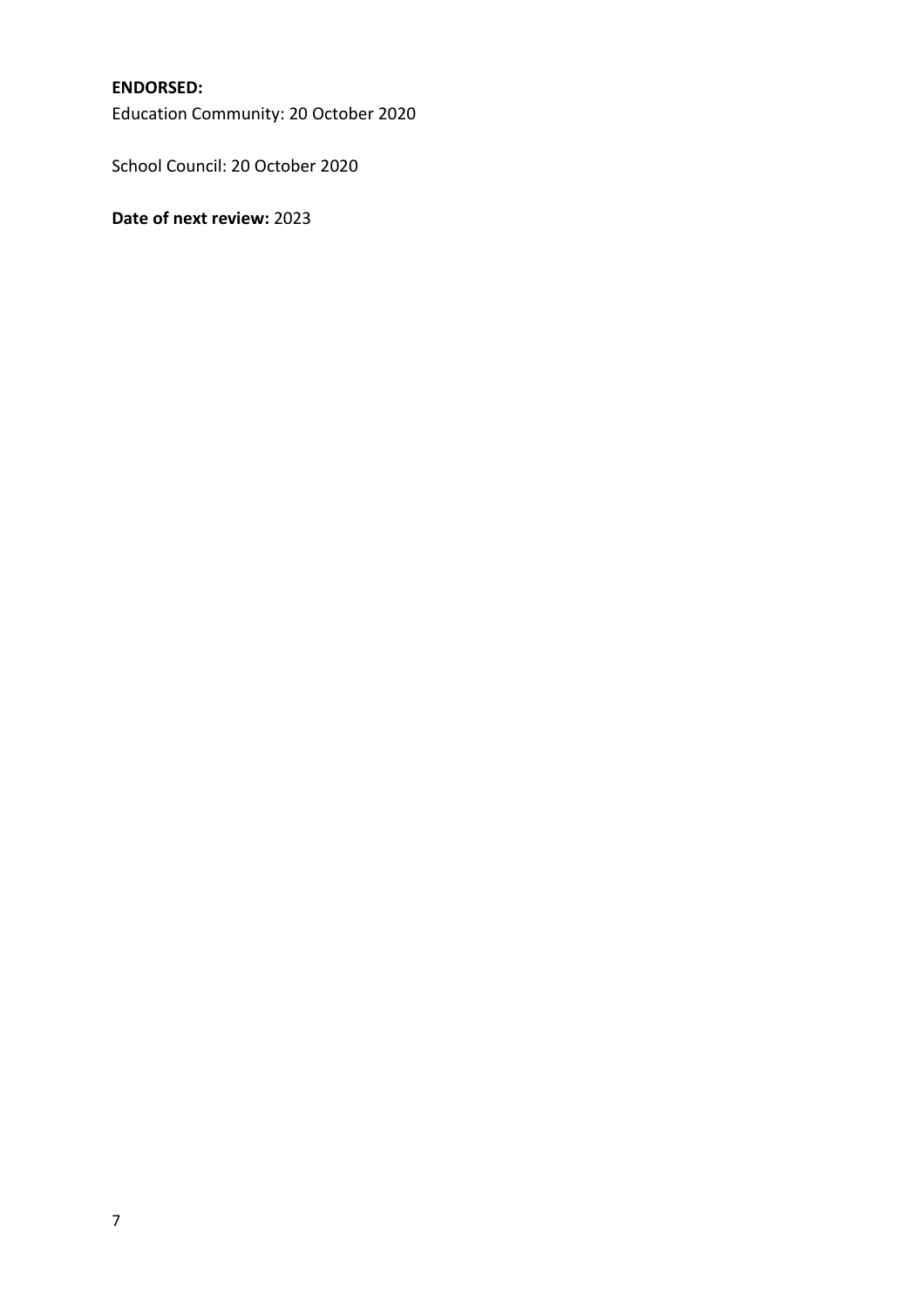**ENDORSED:**

Education Community: 20 October 2020

School Council: 20 October 2020

**Date of next review:** 2023